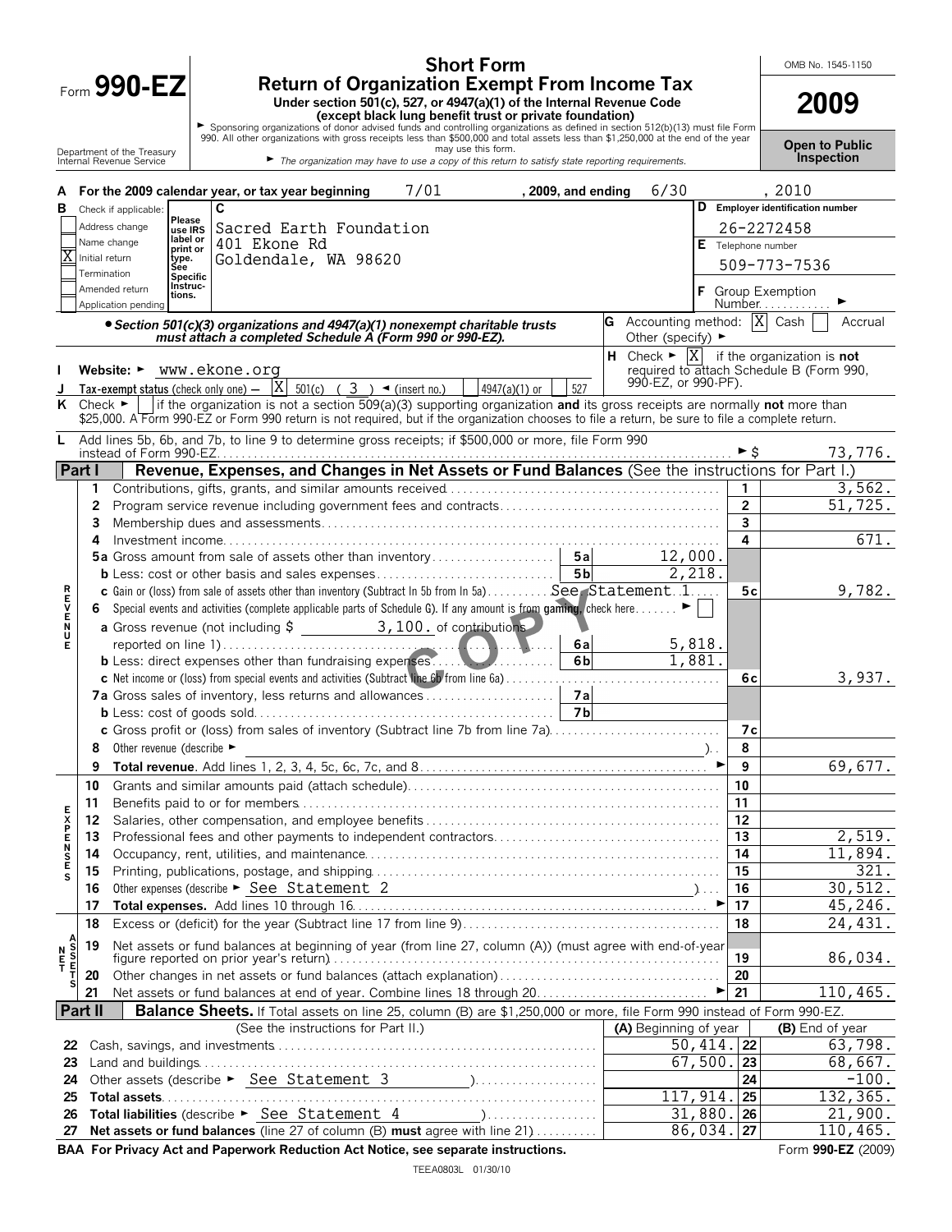# Form 990-EZ

## Short Form
## Return of Organization Exempt From Income Tax

**Under section 501(c), 527, or 4947(a)(1) of the Internal Revenue Code (except black lung benefit trust or private foundation)**

► Sponsoring organizations of donor advised funds and controlling organizations as defined in section 512(b)(13) must file Form 990. All other organizations with gross receipts less than $500,000 and total assets less than $1,250,000 at the end of the year may use this form.

► *The organization may have to use a copy of this return to satisfy state reporting requirements.*

OMB No. 1545-1150

**2009**

**Open to Public Inspection**

Department of the Treasury
Internal Revenue Service

**A For the 2009 calendar year, or tax year beginning** 7/01 **, 2009, and ending** 6/30 **, 2010**

**B** Check if applicable:
- Address change
- Name change
- [X] Initial return
- Termination
- Amended return
- Application pending

**C** Please use IRS label or print or type. See Specific Instructions.

Sacred Earth Foundation
401 Ekone Rd
Goldendale, WA 98620

**D Employer identification number** 26-2272458

**E** Telephone number 509-773-7536

**F** Group Exemption Number ►

• *Section 501(c)(3) organizations and 4947(a)(1) nonexempt charitable trusts must attach a completed Schedule A (Form 990 or 990-EZ).*

**G** Accounting method: [X] Cash [ ] Accrual Other (specify) ►

**H** Check ► [X] if the organization is **not** required to attach Schedule B (Form 990, 990-EZ, or 990-PF).

**I Website:** ► www.ekone.org

**J Tax-exempt status** (check only one) — [X] 501(c) ( 3 ) ◄ (insert no.) [ ] 4947(a)(1) or [ ] 527

**K** Check ► [ ] if the organization is not a section 509(a)(3) supporting organization **and** its gross receipts are normally **not** more than $25,000. A Form 990-EZ or Form 990 return is not required, but if the organization chooses to file a return, be sure to file a complete return.

**L** Add lines 5b, 6b, and 7b, to line 9 to determine gross receipts; if $500,000 or more, file Form 990 instead of Form 990-EZ ► $ 73,776.

## Part I — Revenue, Expenses, and Changes in Net Assets or Fund Balances (See the instructions for Part I.)

| | Line | Description | | Sub-amount | Line | Amount |
|---|---|---|---|---|---|---|
| Revenue | 1 | Contributions, gifts, grants, and similar amounts received | | | 1 | 3,562. |
| | 2 | Program service revenue including government fees and contracts | | | 2 | 51,725. |
| | 3 | Membership dues and assessments | | | 3 | |
| | 4 | Investment income | | | 4 | 671. |
| | 5a | Gross amount from sale of assets other than inventory | 5a | 12,000. | | |
| | b | Less: cost or other basis and sales expenses | 5b | 2,218. | | |
| | c | Gain or (loss) from sale of assets other than inventory (Subtract ln 5b from ln 5a) See Statement 1 | | | 5c | 9,782. |
| | 6 | Special events and activities (complete applicable parts of Schedule G). If any amount is from gaming, check here ► [ ] | | | | |
| | a | Gross revenue (not including $ 3,100. of contributions reported on line 1) | 6a | 5,818. | | |
| | b | Less: direct expenses other than fundraising expenses | 6b | 1,881. | | |
| | c | Net income or (loss) from special events and activities (Subtract line 6b from line 6a) | | | 6c | 3,937. |
| | 7a | Gross sales of inventory, less returns and allowances | 7a | | | |
| | b | Less: cost of goods sold | 7b | | | |
| | c | Gross profit or (loss) from sales of inventory (Subtract line 7b from line 7a) | | | 7c | |
| | 8 | Other revenue (describe ► ) | | | 8 | |
| | 9 | **Total revenue.** Add lines 1, 2, 3, 4, 5c, 6c, 7c, and 8 ► | | | 9 | 69,677. |
| Expenses | 10 | Grants and similar amounts paid (attach schedule) | | | 10 | |
| | 11 | Benefits paid to or for members | | | 11 | |
| | 12 | Salaries, other compensation, and employee benefits | | | 12 | |
| | 13 | Professional fees and other payments to independent contractors | | | 13 | 2,519. |
| | 14 | Occupancy, rent, utilities, and maintenance | | | 14 | 11,894. |
| | 15 | Printing, publications, postage, and shipping | | | 15 | 321. |
| | 16 | Other expenses (describe ► See Statement 2 ) | | | 16 | 30,512. |
| | 17 | **Total expenses.** Add lines 10 through 16 ► | | | 17 | 45,246. |
| Net Assets | 18 | Excess or (deficit) for the year (Subtract line 17 from line 9) | | | 18 | 24,431. |
| | 19 | Net assets or fund balances at beginning of year (from line 27, column (A)) (must agree with end-of-year figure reported on prior year's return) | | | 19 | 86,034. |
| | 20 | Other changes in net assets or fund balances (attach explanation) | | | 20 | |
| | 21 | Net assets or fund balances at end of year. Combine lines 18 through 20 ► | | | 21 | 110,465. |

## Part II — Balance Sheets. If Total assets on line 25, column (B) are $1,250,000 or more, file Form 990 instead of Form 990-EZ.

| Line | (See the instructions for Part II.) | (A) Beginning of year | Line | (B) End of year |
|---|---|---|---|---|
| 22 | Cash, savings, and investments | 50,414. | 22 | 63,798. |
| 23 | Land and buildings | 67,500. | 23 | 68,667. |
| 24 | Other assets (describe ► See Statement 3 ) | | 24 | -100. |
| 25 | **Total assets** | 117,914. | 25 | 132,365. |
| 26 | **Total liabilities** (describe ► See Statement 4 ) | 31,880. | 26 | 21,900. |
| 27 | **Net assets or fund balances** (line 27 of column (B) **must** agree with line 21) | 86,034. | 27 | 110,465. |

**BAA For Privacy Act and Paperwork Reduction Act Notice, see separate instructions.** Form **990-EZ** (2009)

TEEA0803L 01/30/10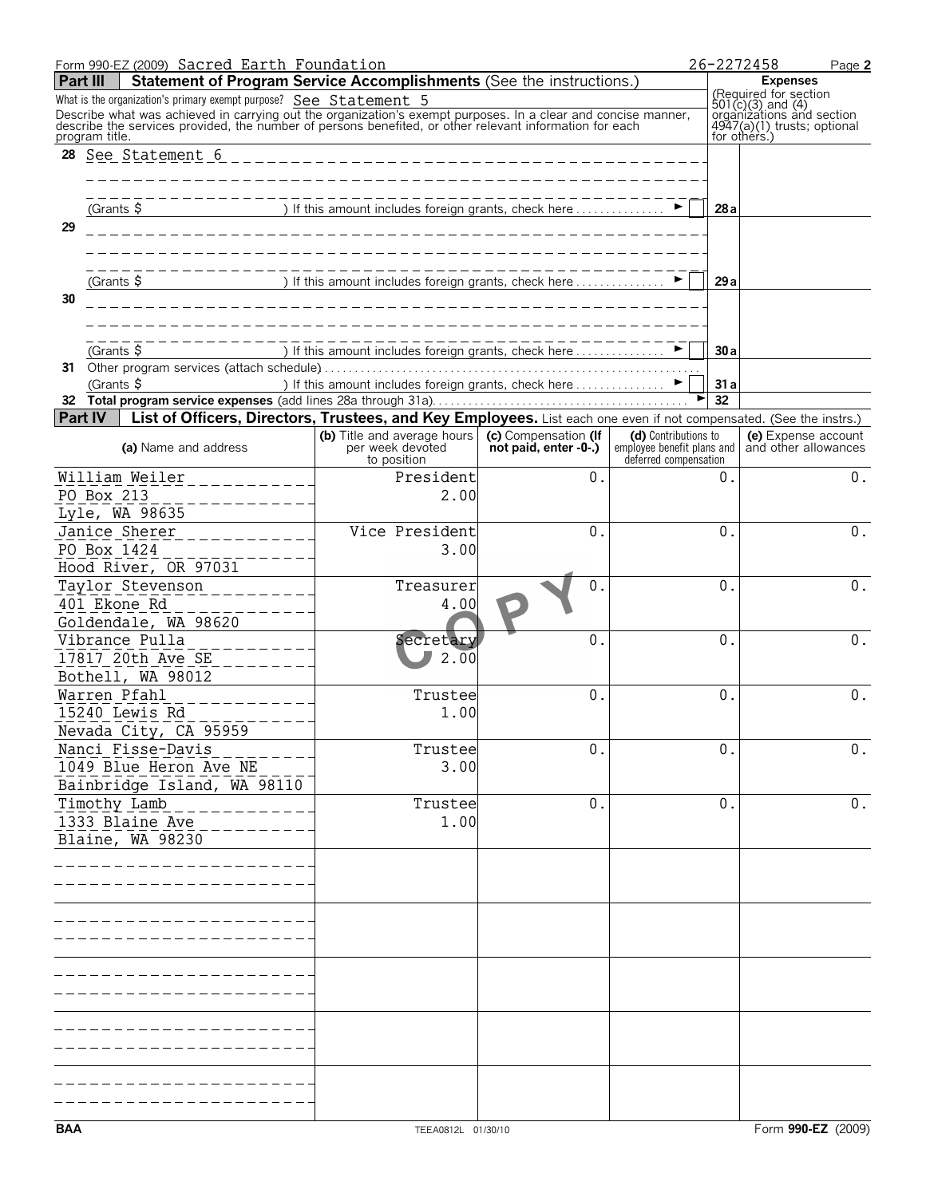Form 990-EZ (2009) Sacred Earth Foundation 26-2272458 Page 2

## Part III Statement of Program Service Accomplishments (See the instructions.)

What is the organization's primary exempt purpose? See Statement 5

Describe what was achieved in carrying out the organization's exempt purposes. In a clear and concise manner, describe the services provided, the number of persons benefited, or other relevant information for each program title.

**Expenses** (Required for section 501(c)(3) and (4) organizations and section 4947(a)(1) trusts; optional for others.)

| | | | |
|---|---|---|---|
| 28 | See Statement 6<br>(Grants $ ) If this amount includes foreign grants, check here ☐ | 28a | |
| 29 | (Grants $ ) If this amount includes foreign grants, check here ☐ | 29a | |
| 30 | (Grants $ ) If this amount includes foreign grants, check here ☐ | 30a | |
| 31 | Other program services (attach schedule)<br>(Grants $ ) If this amount includes foreign grants, check here ☐ | 31a | |
| 32 | **Total program service expenses** (add lines 28a through 31a) | 32 | |

## Part IV List of Officers, Directors, Trustees, and Key Employees. 
List each one even if not compensated. (See the instrs.)

| (a) Name and address | (b) Title and average hours per week devoted to position | (c) Compensation (If not paid, enter -0-.) | (d) Contributions to employee benefit plans and deferred compensation | (e) Expense account and other allowances |
|---|---|---|---|---|
| William Weiler<br>PO Box 213<br>Lyle, WA 98635 | President<br>2.00 | 0. | 0. | 0. |
| Janice Sherer<br>PO Box 1424<br>Hood River, OR 97031 | Vice President<br>3.00 | 0. | 0. | 0. |
| Taylor Stevenson<br>401 Ekone Rd<br>Goldendale, WA 98620 | Treasurer<br>4.00 | 0. | 0. | 0. |
| Vibrance Pulla<br>17817 20th Ave SE<br>Bothell, WA 98012 | Secretary<br>2.00 | 0. | 0. | 0. |
| Warren Pfahl<br>15240 Lewis Rd<br>Nevada City, CA 95959 | Trustee<br>1.00 | 0. | 0. | 0. |
| Nanci Fisse-Davis<br>1049 Blue Heron Ave NE<br>Bainbridge Island, WA 98110 | Trustee<br>3.00 | 0. | 0. | 0. |
| Timothy Lamb<br>1333 Blaine Ave<br>Blaine, WA 98230 | Trustee<br>1.00 | 0. | 0. | 0. |

COPY

BAA TEEA0812L 01/30/10 Form **990-EZ** (2009)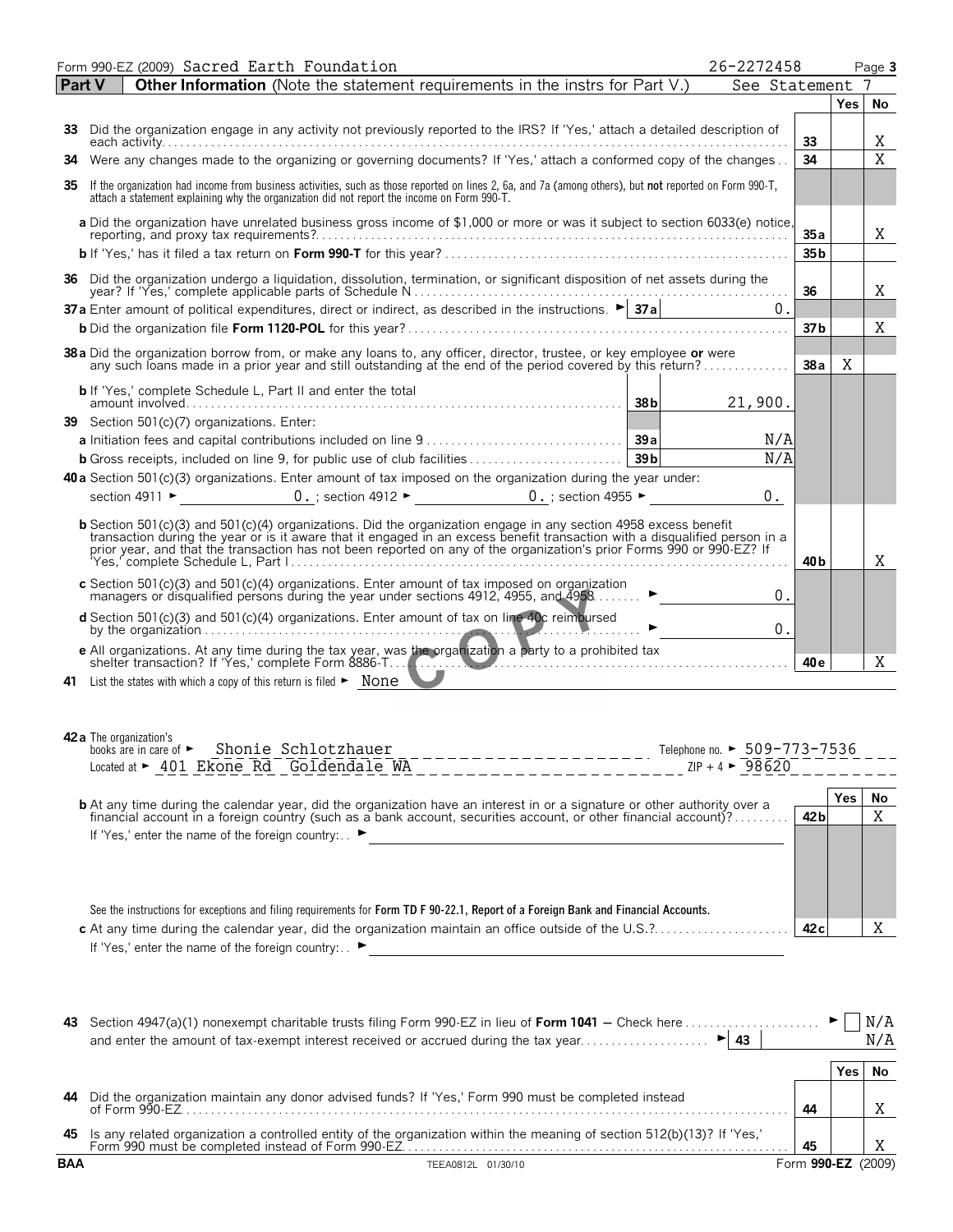Form 990-EZ (2009) Sacred Earth Foundation 26-2272458

## Part V — Other Information (Note the statement requirements in the instrs for Part V.) See Statement 7

| | | | Yes | No |
|---|---|---|---|---|
| **33** | Did the organization engage in any activity not previously reported to the IRS? If 'Yes,' attach a detailed description of each activity | 33 | | X |
| **34** | Were any changes made to the organizing or governing documents? If 'Yes,' attach a conformed copy of the changes | 34 | | X |
| **35** | If the organization had income from business activities, such as those reported on lines 2, 6a, and 7a (among others), but **not** reported on Form 990-T, attach a statement explaining why the organization did not report the income on Form 990-T. | | | |
| | **a** Did the organization have unrelated business gross income of $1,000 or more or was it subject to section 6033(e) notice, reporting, and proxy tax requirements? | 35a | | X |
| | **b** If 'Yes,' has it filed a tax return on **Form 990-T** for this year? | 35b | | |
| **36** | Did the organization undergo a liquidation, dissolution, termination, or significant disposition of net assets during the year? If 'Yes,' complete applicable parts of Schedule N | 36 | | X |
| **37a** | Enter amount of political expenditures, direct or indirect, as described in the instructions. ► 37a: 0. | | | |
| | **b** Did the organization file **Form 1120-POL** for this year? | 37b | | X |
| **38a** | Did the organization borrow from, or make any loans to, any officer, director, trustee, or key employee **or** were any such loans made in a prior year and still outstanding at the end of the period covered by this return? | 38a | X | |
| | **b** If 'Yes,' complete Schedule L, Part II and enter the total amount involved — 38b: 21,900. | | | |
| **39** | Section 501(c)(7) organizations. Enter: | | | |
| | **a** Initiation fees and capital contributions included on line 9 — 39a: N/A | | | |
| | **b** Gross receipts, included on line 9, for public use of club facilities — 39b: N/A | | | |
| **40a** | Section 501(c)(3) organizations. Enter amount of tax imposed on the organization during the year under: section 4911 ► 0. ; section 4912 ► 0. ; section 4955 ► 0. | | | |
| | **b** Section 501(c)(3) and 501(c)(4) organizations. Did the organization engage in any section 4958 excess benefit transaction during the year or is it aware that it engaged in an excess benefit transaction with a disqualified person in a prior year, and that the transaction has not been reported on any of the organization's prior Forms 990 or 990-EZ? If 'Yes,' complete Schedule L, Part I | 40b | | X |
| | **c** Section 501(c)(3) and 501(c)(4) organizations. Enter amount of tax imposed on organization managers or disqualified persons during the year under sections 4912, 4955, and 4958 ► 0. | | | |
| | **d** Section 501(c)(3) and 501(c)(4) organizations. Enter amount of tax on line 40c reimbursed by the organization ► 0. | | | |
| | **e** All organizations. At any time during the tax year, was the organization a party to a prohibited tax shelter transaction? If 'Yes,' complete Form 8886-T | 40e | | X |
| **41** | List the states with which a copy of this return is filed ► None | | | |

**42a** The organization's books are in care of ► Shonie Schlotzhauer Telephone no. ► 509-773-7536
Located at ► 401 Ekone Rd Goldendale WA ZIP + 4 ► 98620

| | | | Yes | No |
|---|---|---|---|---|
| | **b** At any time during the calendar year, did the organization have an interest in or a signature or other authority over a financial account in a foreign country (such as a bank account, securities account, or other financial account)? If 'Yes,' enter the name of the foreign country: ► | 42b | | X |
| | See the instructions for exceptions and filing requirements for **Form TD F 90-22.1, Report of a Foreign Bank and Financial Accounts.** | | | |
| | **c** At any time during the calendar year, did the organization maintain an office outside of the U.S.? If 'Yes,' enter the name of the foreign country: ► | 42c | | X |

**43** Section 4947(a)(1) nonexempt charitable trusts filing Form 990-EZ in lieu of **Form 1041** — Check here ► ☐ N/A
and enter the amount of tax-exempt interest received or accrued during the tax year ► 43: N/A

| | | | Yes | No |
|---|---|---|---|---|
| **44** | Did the organization maintain any donor advised funds? If 'Yes,' Form 990 must be completed instead of Form 990-EZ | 44 | | X |
| **45** | Is any related organization a controlled entity of the organization within the meaning of section 512(b)(13)? If 'Yes,' Form 990 must be completed instead of Form 990-EZ | 45 | | X |

BAA TEEA0812L 01/30/10 Form **990-EZ** (2009)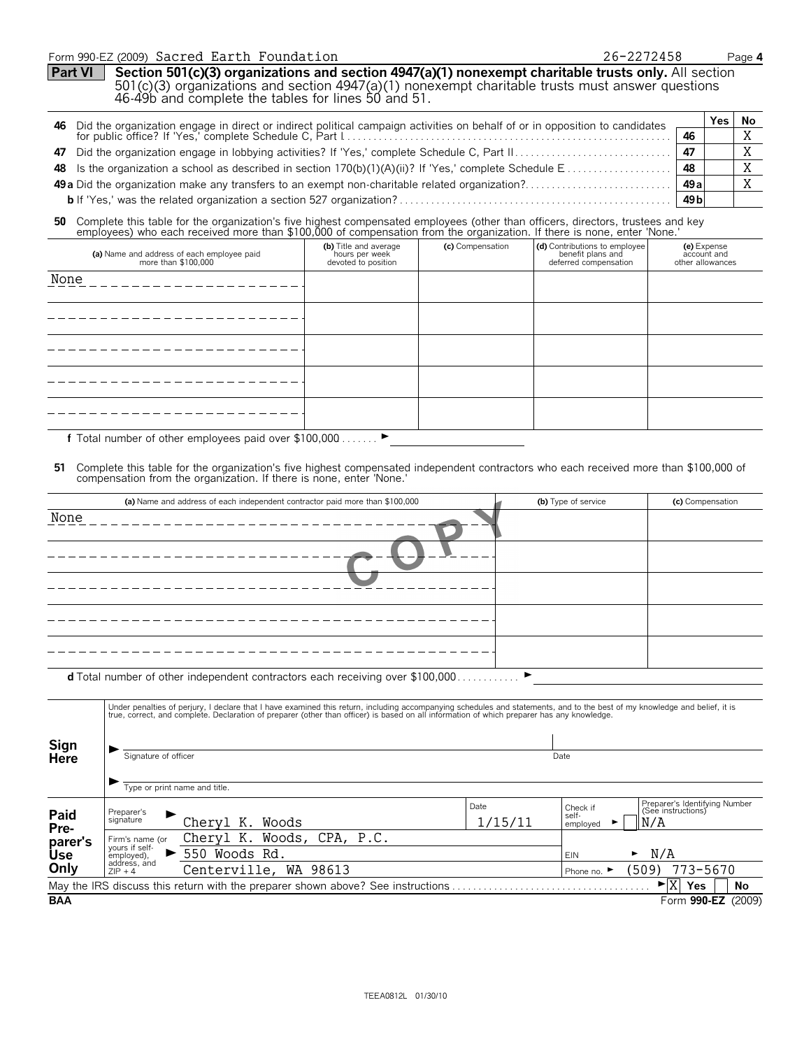Form 990-EZ (2009) Sacred Earth Foundation 26-2272458 Page 4

## Part VI Section 501(c)(3) organizations and section 4947(a)(1) nonexempt charitable trusts only.

All section 501(c)(3) organizations and section 4947(a)(1) nonexempt charitable trusts must answer questions 46-49b and complete the tables for lines 50 and 51.

| | | | Yes | No |
|---|---|---|---|---|
| 46 | Did the organization engage in direct or indirect political campaign activities on behalf of or in opposition to candidates for public office? If 'Yes,' complete Schedule C, Part I | 46 | | X |
| 47 | Did the organization engage in lobbying activities? If 'Yes,' complete Schedule C, Part II | 47 | | X |
| 48 | Is the organization a school as described in section 170(b)(1)(A)(ii)? If 'Yes,' complete Schedule E | 48 | | X |
| 49a | Did the organization make any transfers to an exempt non-charitable related organization? | 49a | | X |
| b | If 'Yes,' was the related organization a section 527 organization? | 49b | | |

**50** Complete this table for the organization's five highest compensated employees (other than officers, directors, trustees and key employees) who each received more than $100,000 of compensation from the organization. If there is none, enter 'None.'

| (a) Name and address of each employee paid more than $100,000 | (b) Title and average hours per week devoted to position | (c) Compensation | (d) Contributions to employee benefit plans and deferred compensation | (e) Expense account and other allowances |
|---|---|---|---|---|
| None | | | | |
| | | | | |
| | | | | |
| | | | | |
| | | | | |

**f** Total number of other employees paid over $100,000 ►

**51** Complete this table for the organization's five highest compensated independent contractors who each received more than $100,000 of compensation from the organization. If there is none, enter 'None.'

| (a) Name and address of each independent contractor paid more than $100,000 | (b) Type of service | (c) Compensation |
|---|---|---|
| None | | |
| | | |
| | | |
| | | |
| | | |

**d** Total number of other independent contractors each receiving over $100,000 ►

COPY

**Sign Here**

Under penalties of perjury, I declare that I have examined this return, including accompanying schedules and statements, and to the best of my knowledge and belief, it is true, correct, and complete. Declaration of preparer (other than officer) is based on all information of which preparer has any knowledge.

► Signature of officer | Date

► Type or print name and title.

**Paid Preparer's Use Only**

| | | | |
|---|---|---|---|
| Preparer's signature ► | Cheryl K. Woods | Date 1/15/11 | Check if self-employed ► [ ] Preparer's Identifying Number (See instructions) N/A |
| Firm's name (or yours if self-employed), address, and ZIP + 4 ► | Cheryl K. Woods, CPA, P.C. 550 Woods Rd. Centerville, WA 98613 | | EIN ► N/A Phone no. ► (509) 773-5670 |

May the IRS discuss this return with the preparer shown above? See instructions ► [X] Yes [ ] No

BAA Form **990-EZ** (2009)

TEEA0812L 01/30/10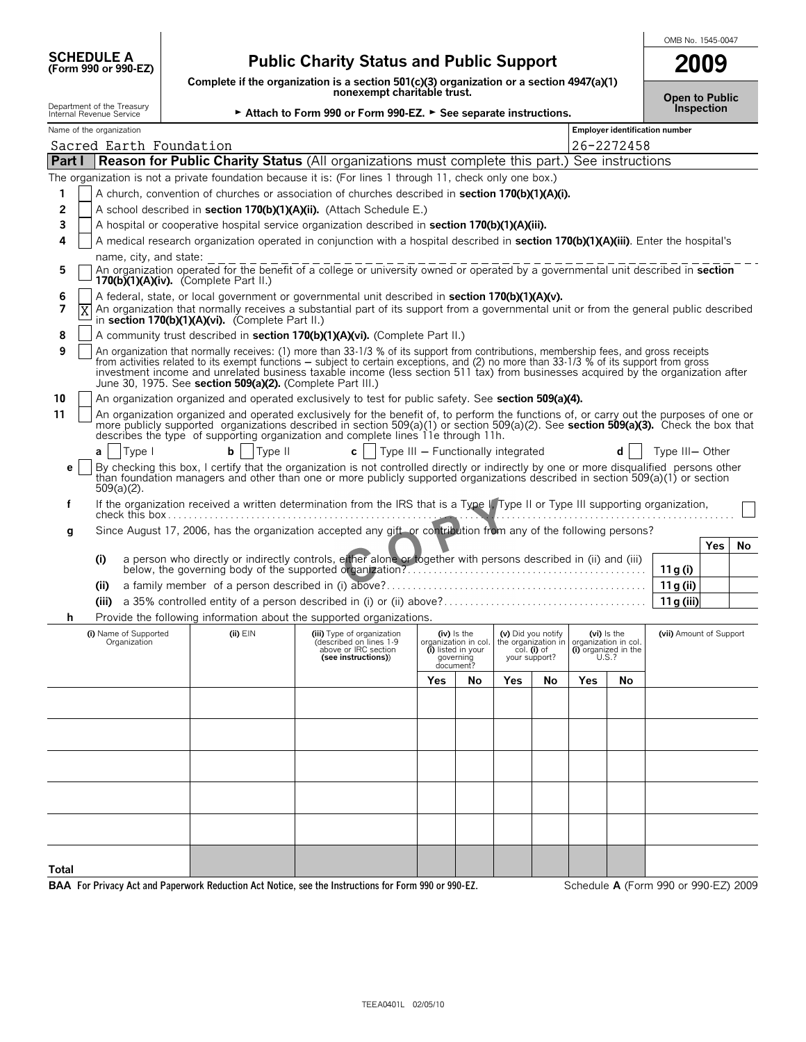**SCHEDULE A (Form 990 or 990-EZ)**

Department of the Treasury
Internal Revenue Service

# Public Charity Status and Public Support

**Complete if the organization is a section 501(c)(3) organization or a section 4947(a)(1) nonexempt charitable trust.**

► **Attach to Form 990 or Form 990-EZ.** ► **See separate instructions.**

OMB No. 1545-0047

**2009**

**Open to Public Inspection**

Name of the organization: Sacred Earth Foundation

Employer identification number: 26-2272458

## Part I — Reason for Public Charity Status (All organizations must complete this part.) See instructions

The organization is not a private foundation because it is: (For lines 1 through 11, check only one box.)

1. [ ] A church, convention of churches or association of churches described in **section 170(b)(1)(A)(i).**
2. [ ] A school described in **section 170(b)(1)(A)(ii).** (Attach Schedule E.)
3. [ ] A hospital or cooperative hospital service organization described in **section 170(b)(1)(A)(iii).**
4. [ ] A medical research organization operated in conjunction with a hospital described in **section 170(b)(1)(A)(iii)**. Enter the hospital's name, city, and state: ______
5. [ ] An organization operated for the benefit of a college or university owned or operated by a governmental unit described in **section 170(b)(1)(A)(iv).** (Complete Part II.)
6. [ ] A federal, state, or local government or governmental unit described in **section 170(b)(1)(A)(v).**
7. [X] An organization that normally receives a substantial part of its support from a governmental unit or from the general public described in **section 170(b)(1)(A)(vi).** (Complete Part II.)
8. [ ] A community trust described in **section 170(b)(1)(A)(vi).** (Complete Part II.)
9. [ ] An organization that normally receives: (1) more than 33-1/3 % of its support from contributions, membership fees, and gross receipts from activities related to its exempt functions – subject to certain exceptions, and (2) no more than 33-1/3 % of its support from gross investment income and unrelated business taxable income (less section 511 tax) from businesses acquired by the organization after June 30, 1975. See **section 509(a)(2).** (Complete Part III.)
10. [ ] An organization organized and operated exclusively to test for public safety. See **section 509(a)(4).**
11. [ ] An organization organized and operated exclusively for the benefit of, to perform the functions of, or carry out the purposes of one or more publicly supported organizations described in section 509(a)(1) or section 509(a)(2). See **section 509(a)(3).** Check the box that describes the type of supporting organization and complete lines 11e through 11h.
    - **a** [ ] Type I  **b** [ ] Type II  **c** [ ] Type III – Functionally integrated  **d** [ ] Type III– Other
    - **e** [ ] By checking this box, I certify that the organization is not controlled directly or indirectly by one or more disqualified persons other than foundation managers and other than one or more publicly supported organizations described in section 509(a)(1) or section 509(a)(2).
    - **f** If the organization received a written determination from the IRS that is a Type I, Type II or Type III supporting organization, check this box [ ]
    - **g** Since August 17, 2006, has the organization accepted any gift or contribution from any of the following persons?

| | | | Yes | No |
|---|---|---|---|---|
| (i) | a person who directly or indirectly controls, either alone or together with persons described in (ii) and (iii) below, the governing body of the supported organization? | 11 g (i) | | |
| (ii) | a family member of a person described in (i) above? | 11 g (ii) | | |
| (iii) | a 35% controlled entity of a person described in (i) or (ii) above? | 11 g (iii) | | |

**h** Provide the following information about the supported organizations.

| (i) Name of Supported Organization | (ii) EIN | (iii) Type of organization (described on lines 1-9 above or IRC section (see instructions)) | (iv) Is the organization in col. (i) listed in your governing document? | | (v) Did you notify the organization in col. (i) of your support? | | (vi) Is the organization in col. (i) organized in the U.S.? | | (vii) Amount of Support |
|---|---|---|---|---|---|---|---|---|---|
| | | | Yes | No | Yes | No | Yes | No | |
| | | | | | | | | | |
| | | | | | | | | | |
| | | | | | | | | | |
| | | | | | | | | | |
| | | | | | | | | | |
| Total | | | | | | | | | |

**BAA For Privacy Act and Paperwork Reduction Act Notice, see the Instructions for Form 990 or 990-EZ.**

Schedule **A** (Form 990 or 990-EZ) 2009

TEEA0401L 02/05/10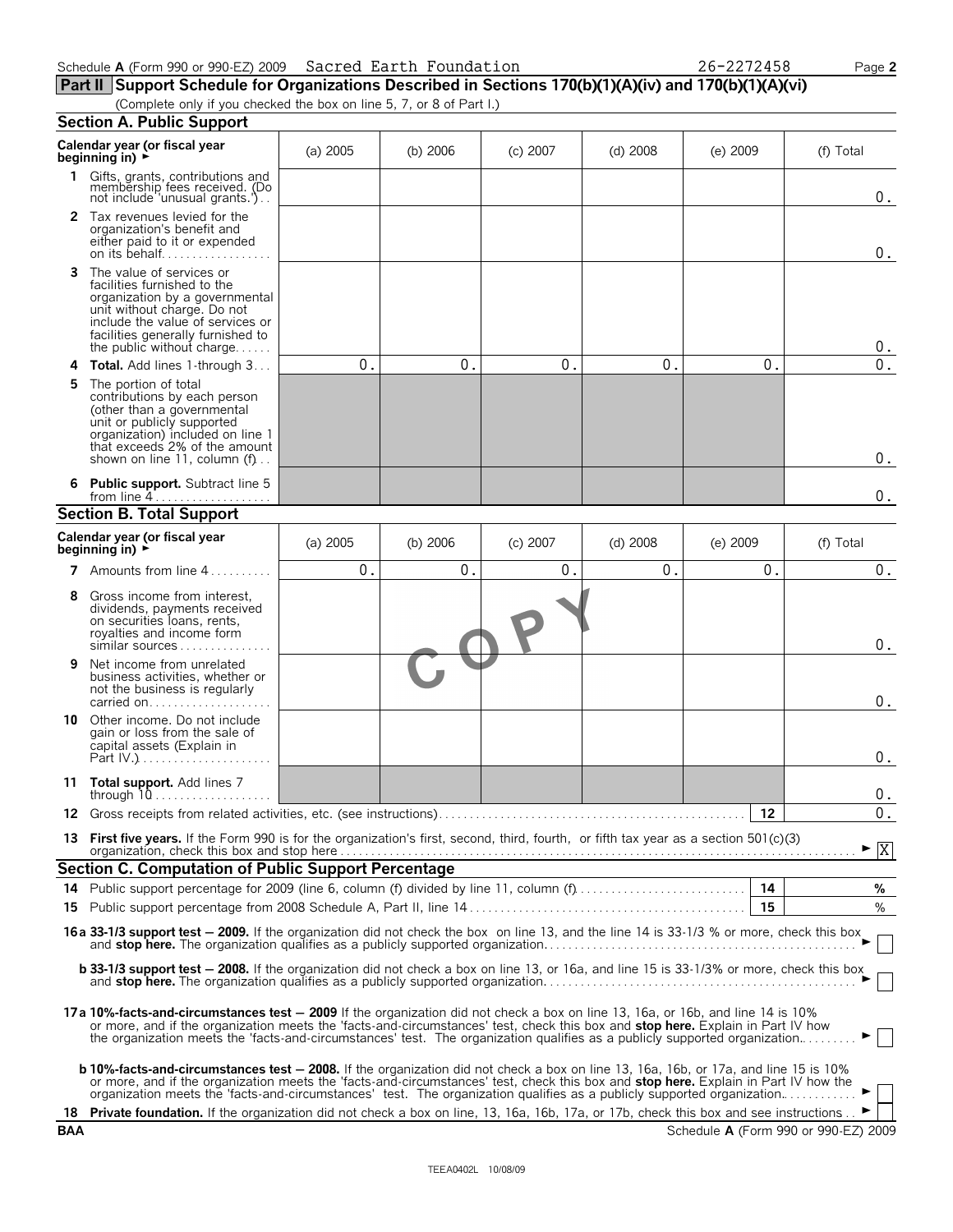Schedule **A** (Form 990 or 990-EZ) 2009 Sacred Earth Foundation 26-2272458

**Part II Support Schedule for Organizations Described in Sections 170(b)(1)(A)(iv) and 170(b)(1)(A)(vi)**

(Complete only if you checked the box on line 5, 7, or 8 of Part I.)

## Section A. Public Support

| Calendar year (or fiscal year beginning in) ► | (a) 2005 | (b) 2006 | (c) 2007 | (d) 2008 | (e) 2009 | (f) Total |
|---|---|---|---|---|---|---|
| **1** Gifts, grants, contributions and membership fees received. (Do not include 'unusual grants.') | | | | | | 0. |
| **2** Tax revenues levied for the organization's benefit and either paid to it or expended on its behalf | | | | | | 0. |
| **3** The value of services or facilities furnished to the organization by a governmental unit without charge. Do not include the value of services or facilities generally furnished to the public without charge | | | | | | 0. |
| **4 Total.** Add lines 1-through 3 | 0. | 0. | 0. | 0. | 0. | 0. |
| **5** The portion of total contributions by each person (other than a governmental unit or publicly supported organization) included on line 1 that exceeds 2% of the amount shown on line 11, column (f) | | | | | | 0. |
| **6 Public support.** Subtract line 5 from line 4 | | | | | | 0. |

## Section B. Total Support

| Calendar year (or fiscal year beginning in) ► | (a) 2005 | (b) 2006 | (c) 2007 | (d) 2008 | (e) 2009 | (f) Total |
|---|---|---|---|---|---|---|
| **7** Amounts from line 4 | 0. | 0. | 0. | 0. | 0. | 0. |
| **8** Gross income from interest, dividends, payments received on securities loans, rents, royalties and income form similar sources | | | | | | 0. |
| **9** Net income from unrelated business activities, whether or not the business is regularly carried on | | | | | | 0. |
| **10** Other income. Do not include gain or loss from the sale of capital assets (Explain in Part IV.) | | | | | | 0. |
| **11 Total support.** Add lines 7 through 10 | | | | | | 0. |

**12** Gross receipts from related activities, etc. (see instructions) — **12** — 0.

**13 First five years.** If the Form 990 is for the organization's first, second, third, fourth, or fifth tax year as a section 501(c)(3) organization, check this box and stop here ► [X]

## Section C. Computation of Public Support Percentage

**14** Public support percentage for 2009 (line 6, column (f) divided by line 11, column (f)) — **14** — %

**15** Public support percentage from 2008 Schedule A, Part II, line 14 — **15** — %

**16a 33-1/3 support test — 2009.** If the organization did not check the box on line 13, and the line 14 is 33-1/3 % or more, check this box and **stop here.** The organization qualifies as a publicly supported organization ► [ ]

**b 33-1/3 support test — 2008.** If the organization did not check a box on line 13, or 16a, and line 15 is 33-1/3% or more, check this box and **stop here.** The organization qualifies as a publicly supported organization ► [ ]

**17a 10%-facts-and-circumstances test — 2009** If the organization did not check a box on line 13, 16a, or 16b, and line 14 is 10% or more, and if the organization meets the 'facts-and-circumstances' test, check this box and **stop here.** Explain in Part IV how the organization meets the 'facts-and-circumstances' test. The organization qualifies as a publicly supported organization ► [ ]

**b 10%-facts-and-circumstances test — 2008.** If the organization did not check a box on line 13, 16a, 16b, or 17a, and line 15 is 10% or more, and if the organization meets the 'facts-and-circumstances' test, check this box and **stop here.** Explain in Part IV how the organization meets the 'facts-and-circumstances' test. The organization qualifies as a publicly supported organization ► [ ]

**18 Private foundation.** If the organization did not check a box on line, 13, 16a, 16b, 17a, or 17b, check this box and see instructions ► [ ]

BAA Schedule **A** (Form 990 or 990-EZ) 2009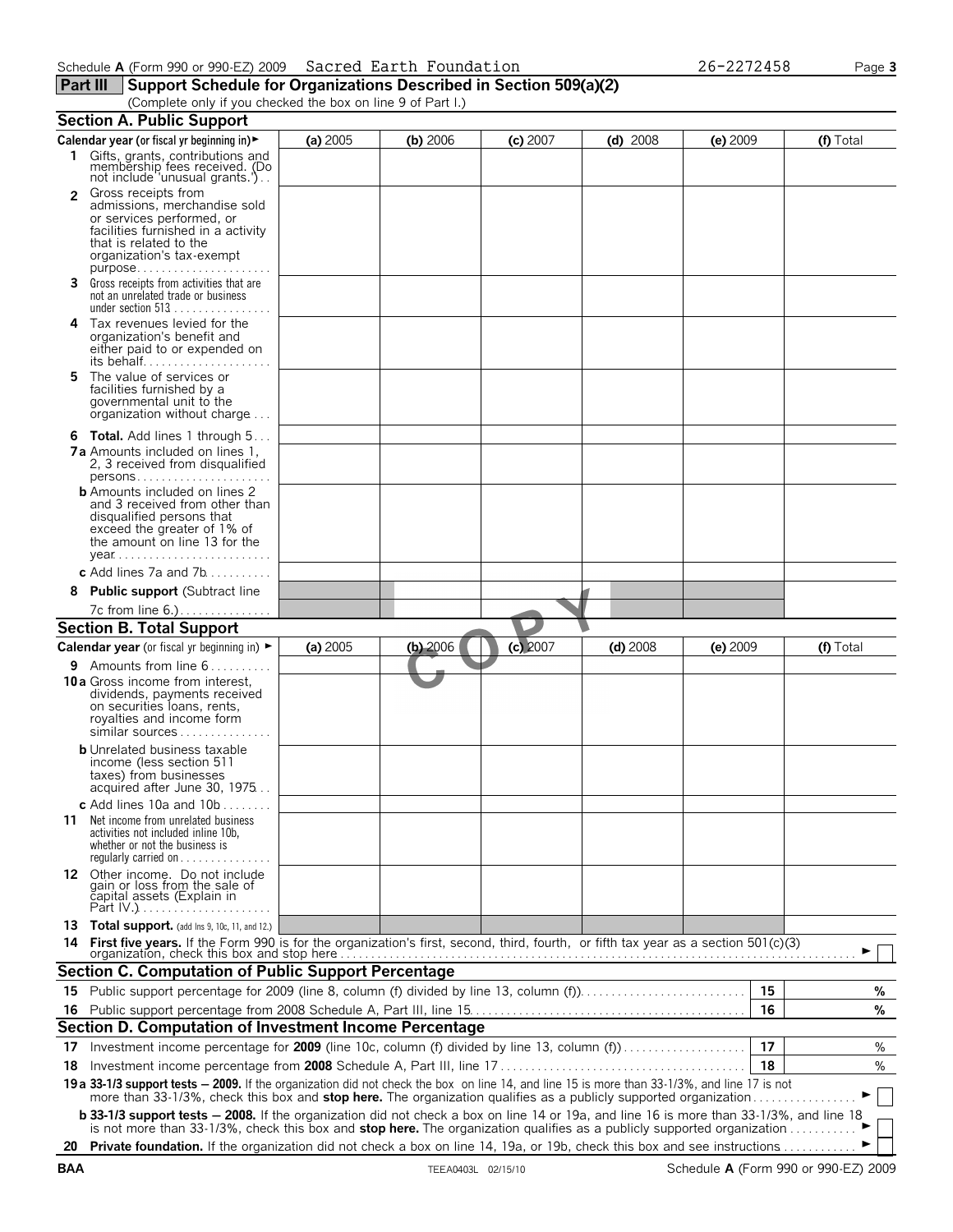Schedule **A** (Form 990 or 990-EZ) 2009 Sacred Earth Foundation 26-2272458

**Part III Support Schedule for Organizations Described in Section 509(a)(2)**

(Complete only if you checked the box on line 9 of Part I.)

## Section A. Public Support

| Calendar year (or fiscal yr beginning in) ► | (a) 2005 | (b) 2006 | (c) 2007 | (d) 2008 | (e) 2009 | (f) Total |
|---|---|---|---|---|---|---|
| **1** Gifts, grants, contributions and membership fees received. (Do not include 'unusual grants.') | | | | | | |
| **2** Gross receipts from admissions, merchandise sold or services performed, or facilities furnished in a activity that is related to the organization's tax-exempt purpose | | | | | | |
| **3** Gross receipts from activities that are not an unrelated trade or business under section 513 | | | | | | |
| **4** Tax revenues levied for the organization's benefit and either paid to or expended on its behalf | | | | | | |
| **5** The value of services or facilities furnished by a governmental unit to the organization without charge | | | | | | |
| **6** **Total.** Add lines 1 through 5 | | | | | | |
| **7a** Amounts included on lines 1, 2, 3 received from disqualified persons | | | | | | |
| **b** Amounts included on lines 2 and 3 received from other than disqualified persons that exceed the greater of 1% of the amount on line 13 for the year | | | | | | |
| **c** Add lines 7a and 7b | | | | | | |
| **8** **Public support** (Subtract line 7c from line 6.) | | | | | | |

## Section B. Total Support

| Calendar year (or fiscal yr beginning in) ► | (a) 2005 | (b) 2006 | (c) 2007 | (d) 2008 | (e) 2009 | (f) Total |
|---|---|---|---|---|---|---|
| **9** Amounts from line 6 | | | | | | |
| **10a** Gross income from interest, dividends, payments received on securities loans, rents, royalties and income form similar sources | | | | | | |
| **b** Unrelated business taxable income (less section 511 taxes) from businesses acquired after June 30, 1975 | | | | | | |
| **c** Add lines 10a and 10b | | | | | | |
| **11** Net income from unrelated business activities not included inline 10b, whether or not the business is regularly carried on | | | | | | |
| **12** Other income. Do not include gain or loss from the sale of capital assets (Explain in Part IV.) | | | | | | |
| **13** **Total support.** (add lns 9, 10c, 11, and 12.) | | | | | | |

**14** **First five years.** If the Form 990 is for the organization's first, second, third, fourth, or fifth tax year as a section 501(c)(3) organization, check this box and stop here ► ☐

## Section C. Computation of Public Support Percentage

| | | | |
|---|---|---|---|
| **15** | Public support percentage for 2009 (line 8, column (f) divided by line 13, column (f)) | **15** | % |
| **16** | Public support percentage from 2008 Schedule A, Part III, line 15 | **16** | % |

## Section D. Computation of Investment Income Percentage

| | | | |
|---|---|---|---|
| **17** | Investment income percentage for **2009** (line 10c, column (f) divided by line 13, column (f)) | **17** | % |
| **18** | Investment income percentage from **2008** Schedule A, Part III, line 17 | **18** | % |

**19a 33-1/3 support tests — 2009.** If the organization did not check the box on line 14, and line 15 is more than 33-1/3%, and line 17 is not more than 33-1/3%, check this box and **stop here.** The organization qualifies as a publicly supported organization ► ☐

**b 33-1/3 support tests — 2008.** If the organization did not check a box on line 14 or 19a, and line 16 is more than 33-1/3%, and line 18 is not more than 33-1/3%, check this box and **stop here.** The organization qualifies as a publicly supported organization ► ☐

**20** **Private foundation.** If the organization did not check a box on line 14, 19a, or 19b, check this box and see instructions ► ☐

BAA TEEA0403L 02/15/10 Schedule **A** (Form 990 or 990-EZ) 2009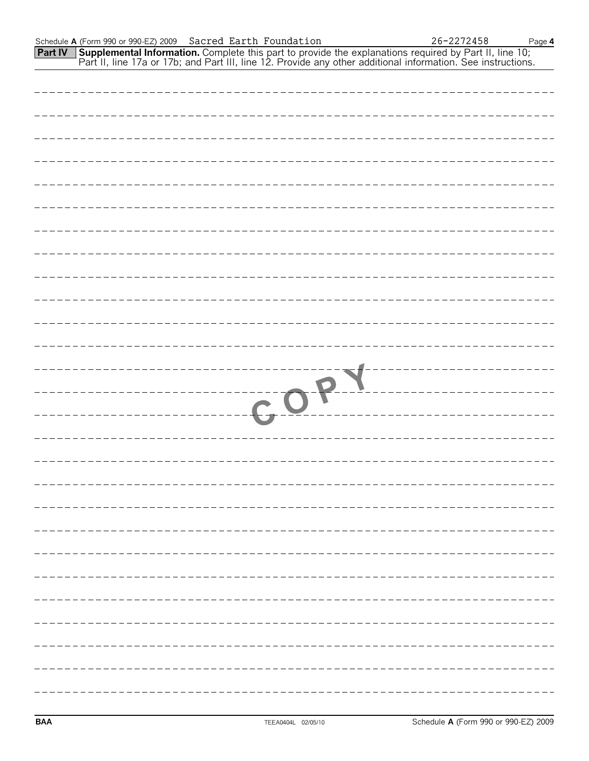Schedule **A** (Form 990 or 990-EZ) 2009 Sacred Earth Foundation 26-2272458

**Part IV** **Supplemental Information.** Complete this part to provide the explanations required by Part II, line 10; Part II, line 17a or 17b; and Part III, line 12. Provide any other additional information. See instructions.

COPY

**BAA** TEEA0404L 02/05/10 Schedule **A** (Form 990 or 990-EZ) 2009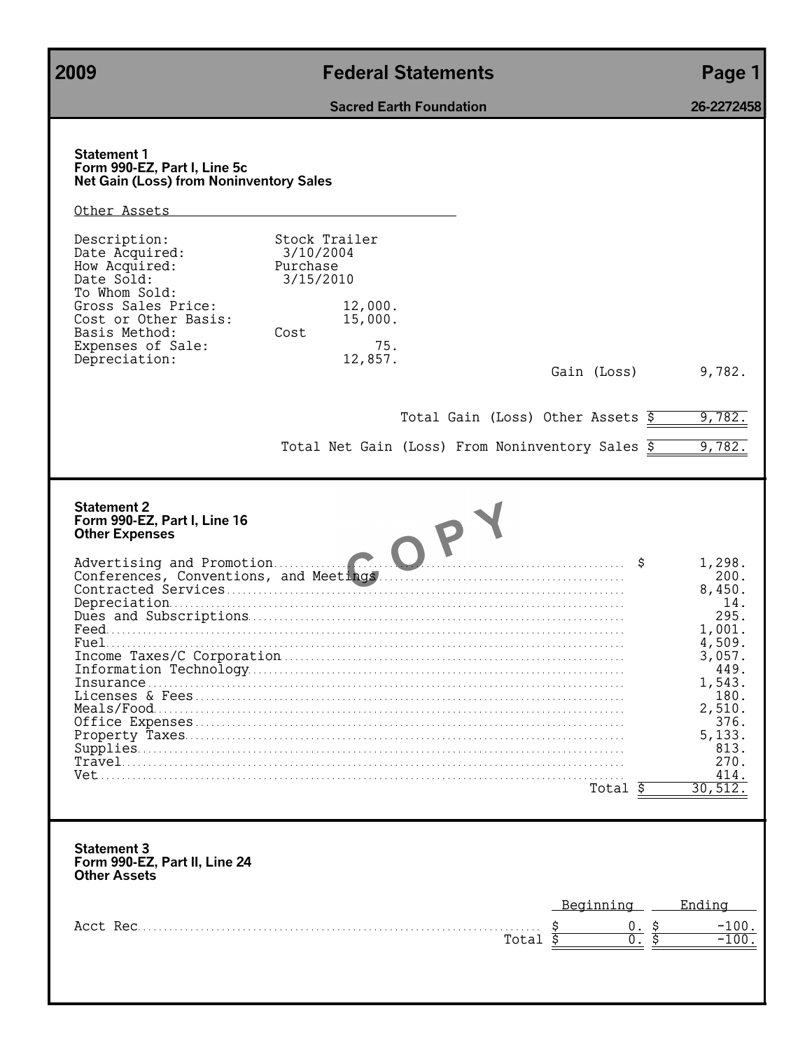# 2009 Federal Statements

**Sacred Earth Foundation** **26-2272458**

### Statement 1
**Form 990-EZ, Part I, Line 5c**
**Net Gain (Loss) from Noninventory Sales**

Other Assets

| | |
|---|---|
| Description: | Stock Trailer |
| Date Acquired: | 3/10/2004 |
| How Acquired: | Purchase |
| Date Sold: | 3/15/2010 |
| To Whom Sold: | |
| Gross Sales Price: | 12,000. |
| Cost or Other Basis: | 15,000. |
| Basis Method: | Cost |
| Expenses of Sale: | 75. |
| Depreciation: | 12,857. |

Gain (Loss) 9,782.

Total Gain (Loss) Other Assets $ 9,782.

Total Net Gain (Loss) From Noninventory Sales $ 9,782.

### Statement 2
**Form 990-EZ, Part I, Line 16**
**Other Expenses**

COPY

| Description | Amount |
|---|---|
| Advertising and Promotion | $ 1,298. |
| Conferences, Conventions, and Meetings | 200. |
| Contracted Services | 8,450. |
| Depreciation | 14. |
| Dues and Subscriptions | 295. |
| Feed | 1,001. |
| Fuel | 4,509. |
| Income Taxes/C Corporation | 3,057. |
| Information Technology | 449. |
| Insurance | 1,543. |
| Licenses & Fees | 180. |
| Meals/Food | 2,510. |
| Office Expenses | 376. |
| Property Taxes | 5,133. |
| Supplies | 813. |
| Travel | 270. |
| Vet | 414. |
| Total | $ 30,512. |

### Statement 3
**Form 990-EZ, Part II, Line 24**
**Other Assets**

| | Beginning | Ending |
|---|---|---|
| Acct Rec | $ 0. | $ -100. |
| Total | $ 0. | $ -100. |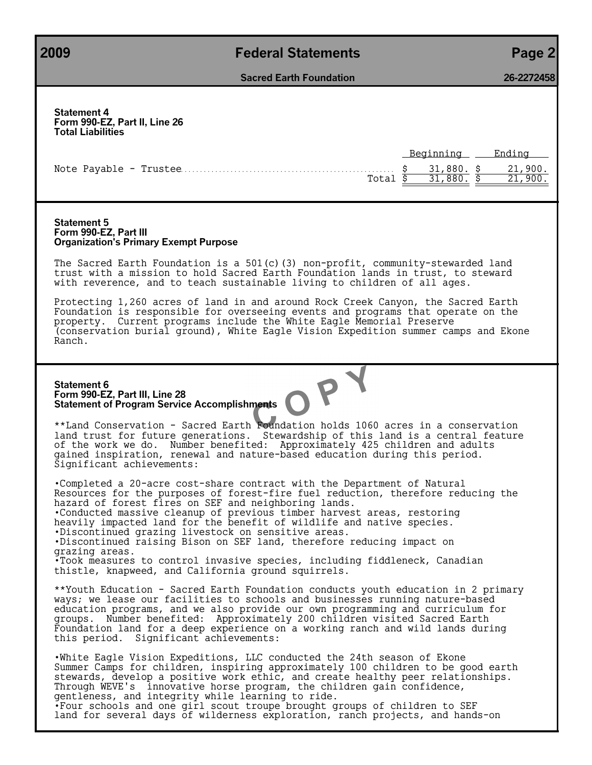## Statement 4
### Form 990-EZ, Part II, Line 26
### Total Liabilities

| | Beginning | Ending |
|---|---|---|
| Note Payable - Trustee | $ 31,880. | $ 21,900. |
| Total | $ 31,880. | $ 21,900. |

## Statement 5
### Form 990-EZ, Part III
### Organization's Primary Exempt Purpose

The Sacred Earth Foundation is a 501(c)(3) non-profit, community-stewarded land trust with a mission to hold Sacred Earth Foundation lands in trust, to steward with reverence, and to teach sustainable living to children of all ages.

Protecting 1,260 acres of land in and around Rock Creek Canyon, the Sacred Earth Foundation is responsible for overseeing events and programs that operate on the property. Current programs include the White Eagle Memorial Preserve (conservation burial ground), White Eagle Vision Expedition summer camps and Ekone Ranch.

## Statement 6
### Form 990-EZ, Part III, Line 28
### Statement of Program Service Accomplishments

**Land Conservation - Sacred Earth Foundation holds 1060 acres in a conservation land trust for future generations. Stewardship of this land is a central feature of the work we do. Number benefited: Approximately 425 children and adults gained inspiration, renewal and nature-based education during this period. Significant achievements:

- Completed a 20-acre cost-share contract with the Department of Natural Resources for the purposes of forest-fire fuel reduction, therefore reducing the hazard of forest fires on SEF and neighboring lands.
- Conducted massive cleanup of previous timber harvest areas, restoring heavily impacted land for the benefit of wildlife and native species.
- Discontinued grazing livestock on sensitive areas.
- Discontinued raising Bison on SEF land, therefore reducing impact on grazing areas.
- Took measures to control invasive species, including fiddleneck, Canadian thistle, knapweed, and California ground squirrels.

**Youth Education - Sacred Earth Foundation conducts youth education in 2 primary ways; we lease our facilities to schools and businesses running nature-based education programs, and we also provide our own programming and curriculum for groups. Number benefited: Approximately 200 children visited Sacred Earth Foundation land for a deep experience on a working ranch and wild lands during this period. Significant achievements:

- White Eagle Vision Expeditions, LLC conducted the 24th season of Ekone Summer Camps for children, inspiring approximately 100 children to be good earth stewards, develop a positive work ethic, and create healthy peer relationships. Through WEVE's innovative horse program, the children gain confidence, gentleness, and integrity while learning to ride.
- Four schools and one girl scout troupe brought groups of children to SEF land for several days of wilderness exploration, ranch projects, and hands-on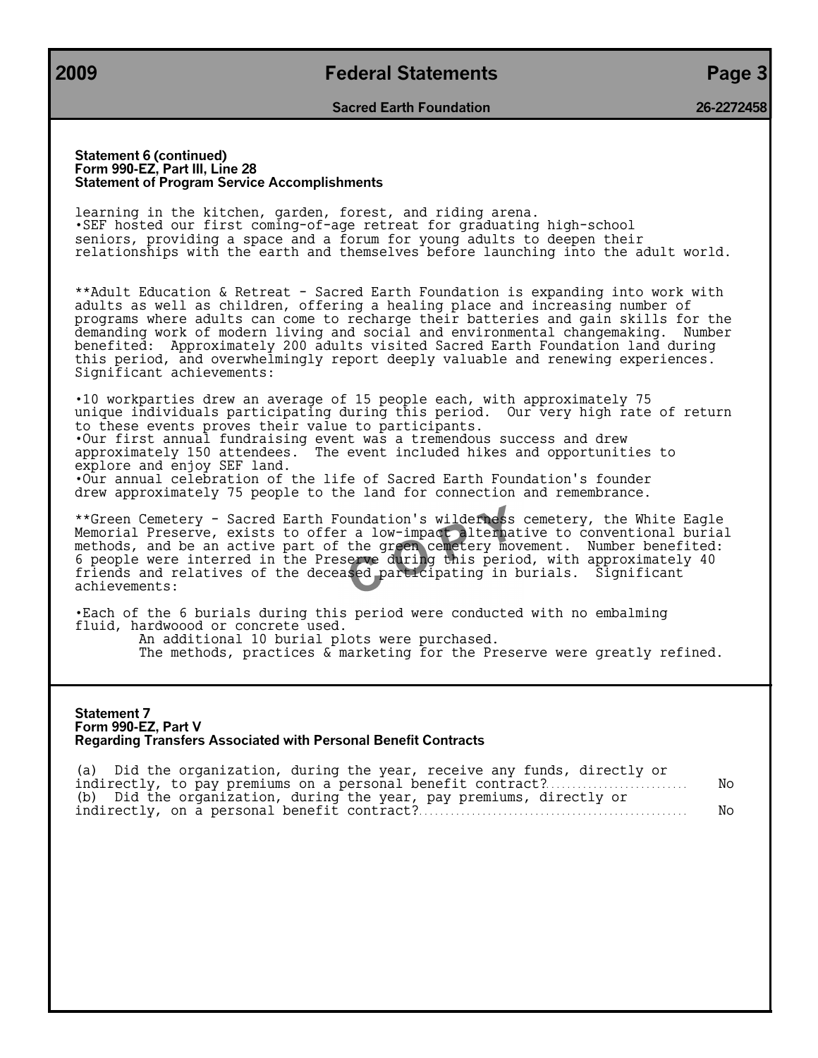**Statement 6 (continued)**
**Form 990-EZ, Part III, Line 28**
**Statement of Program Service Accomplishments**

learning in the kitchen, garden, forest, and riding arena.
•SEF hosted our first coming-of-age retreat for graduating high-school seniors, providing a space and a forum for young adults to deepen their relationships with the earth and themselves before launching into the adult world.

**Adult Education & Retreat - Sacred Earth Foundation is expanding into work with adults as well as children, offering a healing place and increasing number of programs where adults can come to recharge their batteries and gain skills for the demanding work of modern living and social and environmental changemaking. Number benefited: Approximately 200 adults visited Sacred Earth Foundation land during this period, and overwhelmingly report deeply valuable and renewing experiences. Significant achievements:

•10 workparties drew an average of 15 people each, with approximately 75 unique individuals participating during this period. Our very high rate of return to these events proves their value to participants.
•Our first annual fundraising event was a tremendous success and drew approximately 150 attendees. The event included hikes and opportunities to explore and enjoy SEF land.
•Our annual celebration of the life of Sacred Earth Foundation's founder drew approximately 75 people to the land for connection and remembrance.

**Green Cemetery - Sacred Earth Foundation's wilderness cemetery, the White Eagle Memorial Preserve, exists to offer a low-impact alternative to conventional burial methods, and be an active part of the green cemetery movement. Number benefited: 6 people were interred in the Preserve during this period, with approximately 40 friends and relatives of the deceased participating in burials. Significant achievements:

•Each of the 6 burials during this period were conducted with no embalming fluid, hardwoood or concrete used.
An additional 10 burial plots were purchased.
The methods, practices & marketing for the Preserve were greatly refined.

**Statement 7**
**Form 990-EZ, Part V**
**Regarding Transfers Associated with Personal Benefit Contracts**

| | |
|---|---|
| (a) Did the organization, during the year, receive any funds, directly or indirectly, to pay premiums on a personal benefit contract? | No |
| (b) Did the organization, during the year, pay premiums, directly or indirectly, on a personal benefit contract? | No |